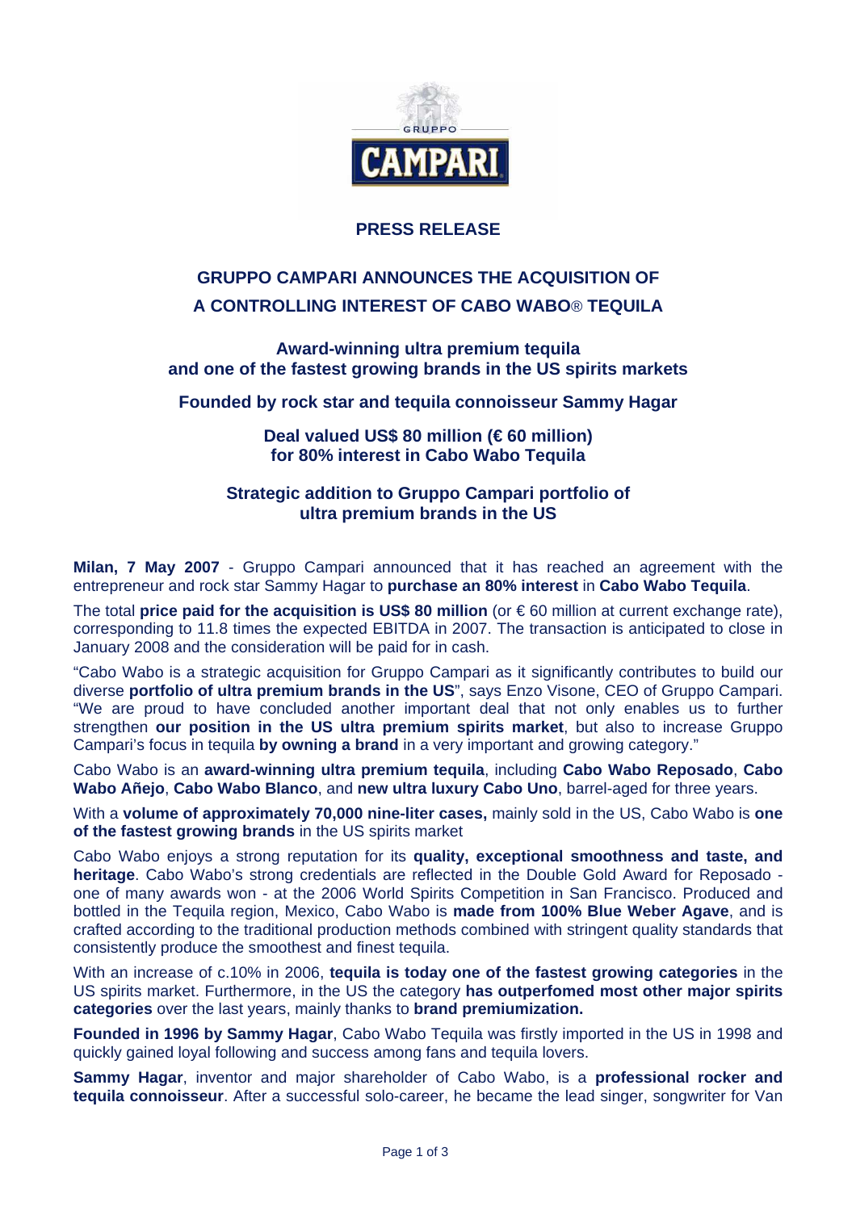**PRESS RELEASE**

# GRUPPO CAMPARI ANNOUNCES THE ACQUISITION OF A CONTROLLING INTEREST OF CABO WABO® TEQUILA

### Award-winning ultra premium tequila and one of the fastest growing brands in the US spirits markets

### Founded by rock star and tequila connoisseur Sammy Hagar

### Deal valued US$ 80 million (€ 60 million) for 80% interest in Cabo Wabo Tequila

### Strategic addition to Gruppo Campari portfolio of ultra premium brands in the US

**Milan, 7 May 2007** - Gruppo Campari announced that it has reached an agreement with the entrepreneur and rock star Sammy Hagar to **purchase an 80% interest** in **Cabo Wabo Tequila**.

The total **price paid for the acquisition is US$ 80 million** (or € 60 million at current exchange rate), corresponding to 11.8 times the expected EBITDA in 2007. The transaction is anticipated to close in January 2008 and the consideration will be paid for in cash.

“Cabo Wabo is a strategic acquisition for Gruppo Campari as it significantly contributes to build our diverse **portfolio of ultra premium brands in the US**”, says Enzo Visone, CEO of Gruppo Campari. “We are proud to have concluded another important deal that not only enables us to further strengthen **our position in the US ultra premium spirits market**, but also to increase Gruppo Campari’s focus in tequila **by owning a brand** in a very important and growing category.”

Cabo Wabo is an **award-winning ultra premium tequila**, including **Cabo Wabo Reposado**, **Cabo Wabo Añejo**, **Cabo Wabo Blanco**, and **new ultra luxury Cabo Uno**, barrel-aged for three years.

With a **volume of approximately 70,000 nine-liter cases,** mainly sold in the US, Cabo Wabo is **one of the fastest growing brands** in the US spirits market

Cabo Wabo enjoys a strong reputation for its **quality, exceptional smoothness and taste, and heritage**. Cabo Wabo’s strong credentials are reflected in the Double Gold Award for Reposado - one of many awards won - at the 2006 World Spirits Competition in San Francisco. Produced and bottled in the Tequila region, Mexico, Cabo Wabo is **made from 100% Blue Weber Agave**, and is crafted according to the traditional production methods combined with stringent quality standards that consistently produce the smoothest and finest tequila.

With an increase of c.10% in 2006, **tequila is today one of the fastest growing categories** in the US spirits market. Furthermore, in the US the category **has outperfomed most other major spirits categories** over the last years, mainly thanks to **brand premiumization.**

**Founded in 1996 by Sammy Hagar**, Cabo Wabo Tequila was firstly imported in the US in 1998 and quickly gained loyal following and success among fans and tequila lovers.

**Sammy Hagar**, inventor and major shareholder of Cabo Wabo, is a **professional rocker and tequila connoisseur**. After a successful solo-career, he became the lead singer, songwriter for Van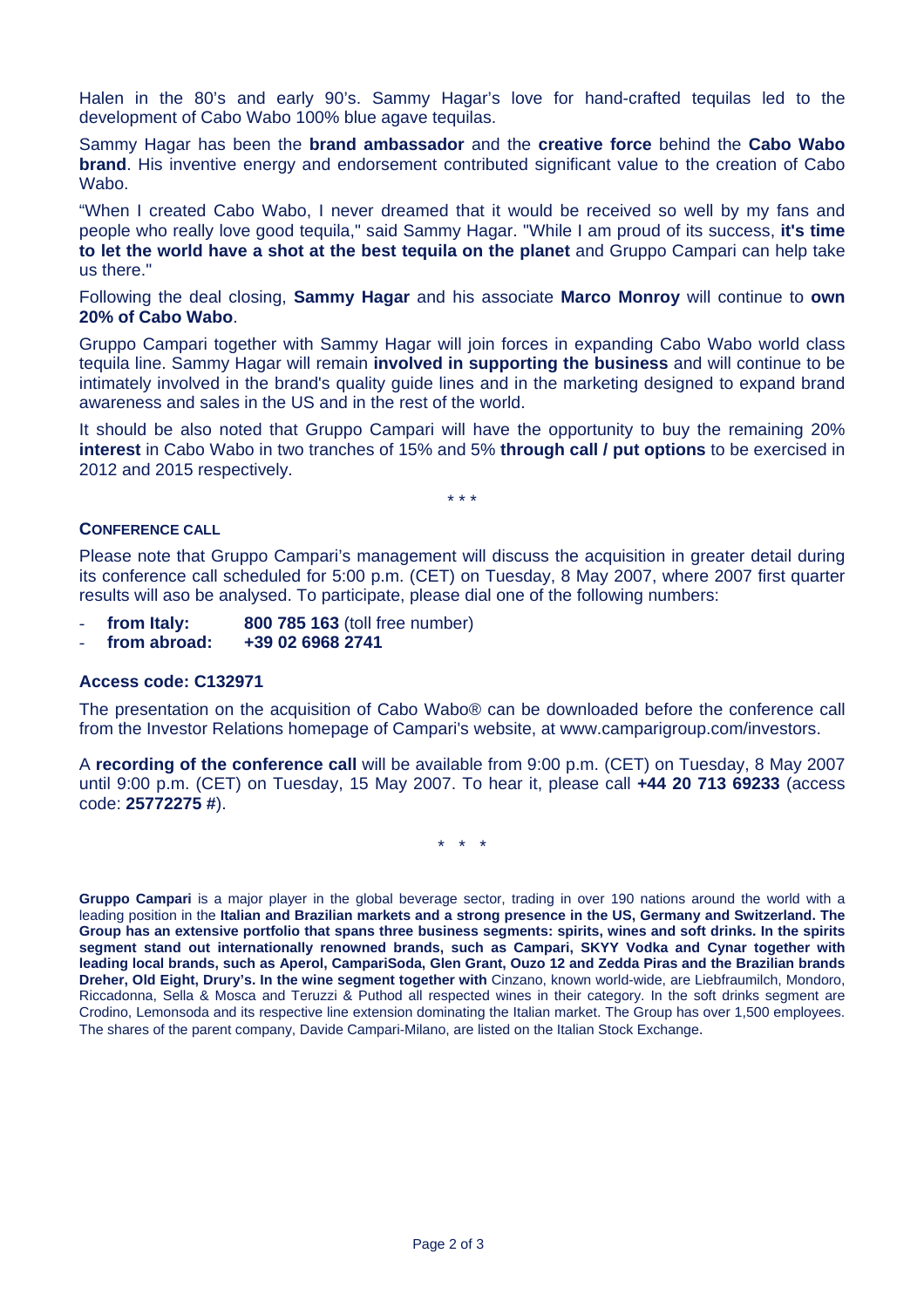Halen in the 80's and early 90's. Sammy Hagar's love for hand-crafted tequilas led to the development of Cabo Wabo 100% blue agave tequilas.

Sammy Hagar has been the **brand ambassador** and the **creative force** behind the **Cabo Wabo brand**. His inventive energy and endorsement contributed significant value to the creation of Cabo Wabo.

"When I created Cabo Wabo, I never dreamed that it would be received so well by my fans and people who really love good tequila," said Sammy Hagar. "While I am proud of its success, **it's time to let the world have a shot at the best tequila on the planet** and Gruppo Campari can help take us there."

Following the deal closing, **Sammy Hagar** and his associate **Marco Monroy** will continue to **own 20% of Cabo Wabo**.

Gruppo Campari together with Sammy Hagar will join forces in expanding Cabo Wabo world class tequila line. Sammy Hagar will remain **involved in supporting the business** and will continue to be intimately involved in the brand's quality guide lines and in the marketing designed to expand brand awareness and sales in the US and in the rest of the world.

It should be also noted that Gruppo Campari will have the opportunity to buy the remaining 20% **interest** in Cabo Wabo in two tranches of 15% and 5% **through call / put options** to be exercised in 2012 and 2015 respectively.

\* \* \*

**CONFERENCE CALL**

Please note that Gruppo Campari's management will discuss the acquisition in greater detail during its conference call scheduled for 5:00 p.m. (CET) on Tuesday, 8 May 2007, where 2007 first quarter results will aso be analysed. To participate, please dial one of the following numbers:

- **from Italy:** **800 785 163** (toll free number)
- **from abroad:** **+39 02 6968 2741**

**Access code: C132971**

The presentation on the acquisition of Cabo Wabo® can be downloaded before the conference call from the Investor Relations homepage of Campari's website, at www.camparigroup.com/investors.

A **recording of the conference call** will be available from 9:00 p.m. (CET) on Tuesday, 8 May 2007 until 9:00 p.m. (CET) on Tuesday, 15 May 2007. To hear it, please call **+44 20 713 69233** (access code: **25772275 #**).

\* \* \*

**Gruppo Campari** is a major player in the global beverage sector, trading in over 190 nations around the world with a leading position in the **Italian and Brazilian markets and a strong presence in the US, Germany and Switzerland. The Group has an extensive portfolio that spans three business segments: spirits, wines and soft drinks. In the spirits segment stand out internationally renowned brands, such as Campari, SKYY Vodka and Cynar together with leading local brands, such as Aperol, CampariSoda, Glen Grant, Ouzo 12 and Zedda Piras and the Brazilian brands Dreher, Old Eight, Drury's. In the wine segment together with** Cinzano, known world-wide, are Liebfraumilch, Mondoro, Riccadonna, Sella & Mosca and Teruzzi & Puthod all respected wines in their category. In the soft drinks segment are Crodino, Lemonsoda and its respective line extension dominating the Italian market. The Group has over 1,500 employees. The shares of the parent company, Davide Campari-Milano, are listed on the Italian Stock Exchange.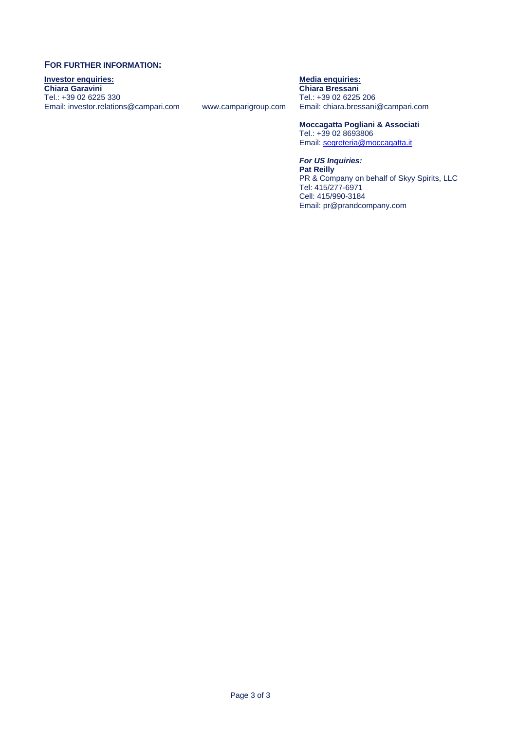## FOR FURTHER INFORMATION:

**Investor enquiries:**
**Chiara Garavini**
Tel.: +39 02 6225 330
Email: investor.relations@campari.com

www.camparigroup.com

**Media enquiries:**
**Chiara Bressani**
Tel.: +39 02 6225 206
Email: chiara.bressani@campari.com

**Moccagatta Pogliani & Associati**
Tel.: +39 02 8693806
Email: segreteria@moccagatta.it

***For US Inquiries:***
**Pat Reilly**
PR & Company on behalf of Skyy Spirits, LLC
Tel: 415/277-6971
Cell: 415/990-3184
Email: pr@prandcompany.com